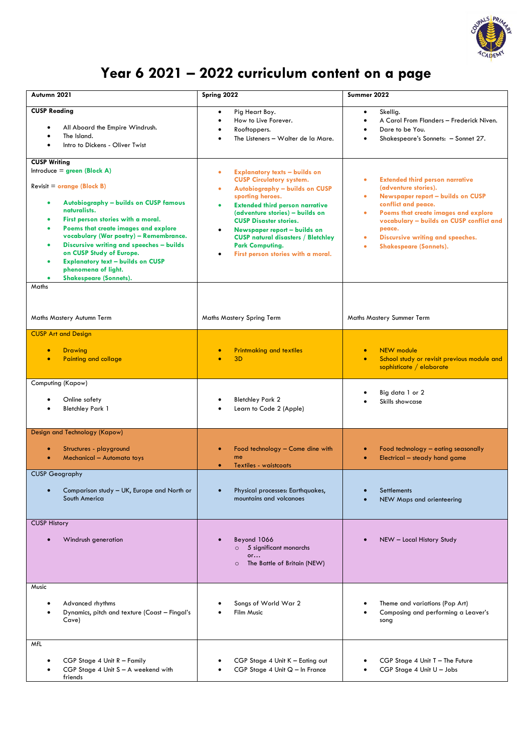# Year 6 2021 – 2022 curriculum content on a page

| Autumn 2021 | Spring 2022 | Summer 2022 |
|---|---|---|
| **CUSP Reading**<br>• All Aboard the Empire Windrush.<br>• The Island.<br>• Intro to Dickens - Oliver Twist | • Pig Heart Boy.<br>• How to Live Forever.<br>• Rooftoppers.<br>• The Listeners – Walter de la Mare. | • Skellig.<br>• A Carol From Flanders – Frederick Niven.<br>• Dare to be You.<br>• Shakespeare's Sonnets: – Sonnet 27. |
| **CUSP Writing**<br>Introduce = **green (Block A)**<br>Revisit = **orange (Block B)**<br>• **Autobiography – builds on CUSP famous naturalists.**<br>• **First person stories with a moral.**<br>• **Poems that create images and explore vocabulary (War poetry) – Remembrance.**<br>• **Discursive writing and speeches – builds on CUSP Study of Europe.**<br>• **Explanatory text – builds on CUSP phenomena of light.**<br>• **Shakespeare (Sonnets).** | • **Explanatory texts – builds on CUSP Circulatory system.**<br>• **Autobiography – builds on CUSP sporting heroes.**<br>• **Extended third person narrative (adventure stories) – builds on CUSP Disaster stories.**<br>• **Newspaper report – builds on CUSP natural disasters / Bletchley Park Computing.**<br>• **First person stories with a moral.** | • **Extended third person narrative (adventure stories).**<br>• **Newspaper report – builds on CUSP conflict and peace.**<br>• **Poems that create images and explore vocabulary – builds on CUSP conflict and peace.**<br>• **Discursive writing and speeches.**<br>• **Shakespeare (Sonnets).** |
| Maths<br><br>Maths Mastery Autumn Term | Maths Mastery Spring Term | Maths Mastery Summer Term |
| CUSP Art and Design<br>• Drawing<br>• Painting and collage | • Printmaking and textiles<br>• 3D | • NEW module<br>• School study or revisit previous module and sophisticate / elaborate |
| Computing (Kapow)<br>• Online safety<br>• Bletchley Park 1 | • Bletchley Park 2<br>• Learn to Code 2 (Apple) | • Big data 1 or 2<br>• Skills showcase |
| Design and Technology (Kapow)<br>• Structures - playground<br>• Mechanical – Automata toys | • Food technology – Come dine with me<br>• Textiles - waistcoats | • Food technology – eating seasonally<br>• Electrical – steady hand game |
| CUSP Geography<br>• Comparison study – UK, Europe and North or South America | • Physical processes: Earthquakes, mountains and volcanoes | • Settlements<br>• NEW Maps and orienteering |
| CUSP History<br>• Windrush generation | • Beyond 1066<br>  ○ 5 significant monarchs<br>  or…<br>  ○ The Battle of Britain (NEW) | • NEW – Local History Study |
| Music<br>• Advanced rhythms<br>• Dynamics, pitch and texture (Coast – Fingal's Cave) | • Songs of World War 2<br>• Film Music | • Theme and variations (Pop Art)<br>• Composing and performing a Leaver's song |
| MfL<br>• CGP Stage 4 Unit R – Family<br>• CGP Stage 4 Unit S – A weekend with friends | • CGP Stage 4 Unit K – Eating out<br>• CGP Stage 4 Unit Q – In France | • CGP Stage 4 Unit T – The Future<br>• CGP Stage 4 Unit U – Jobs |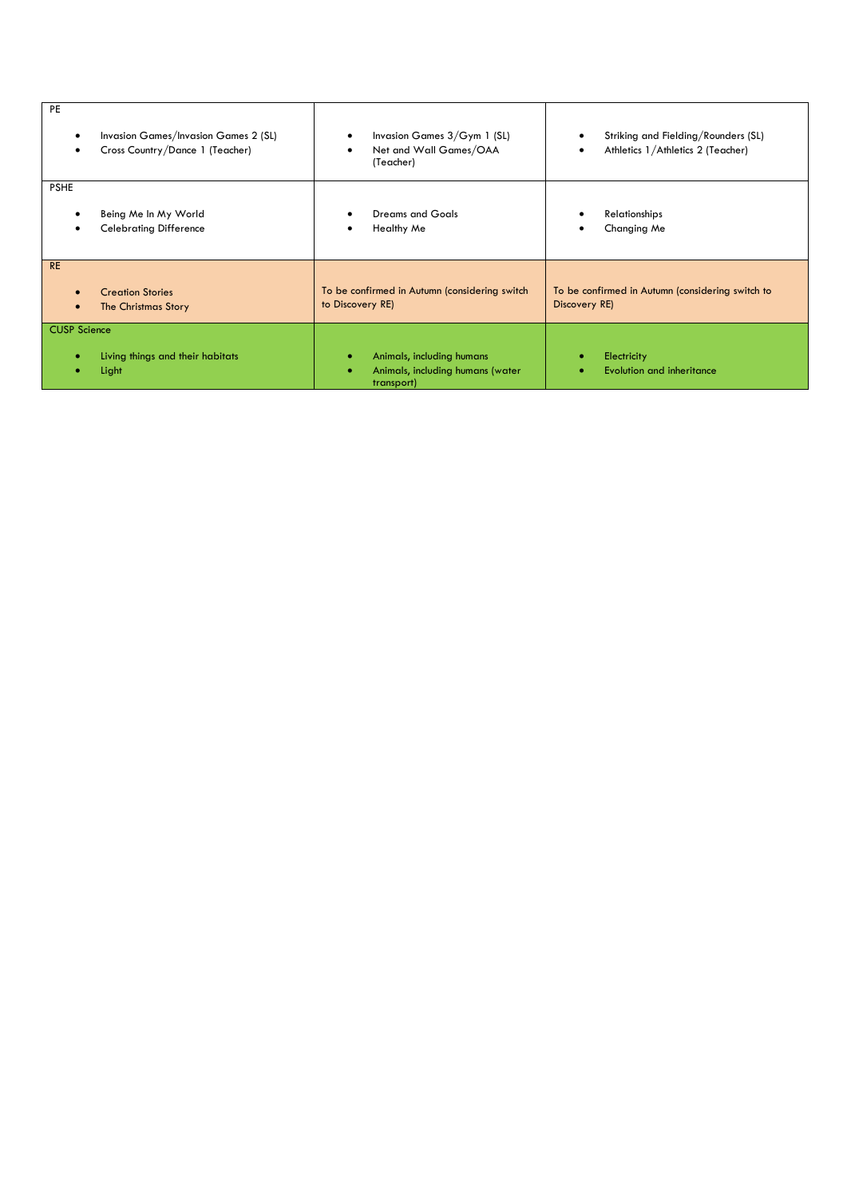| | | |
|---|---|---|
| PE<br>• Invasion Games/Invasion Games 2 (SL)<br>• Cross Country/Dance 1 (Teacher) | • Invasion Games 3/Gym 1 (SL)<br>• Net and Wall Games/OAA (Teacher) | • Striking and Fielding/Rounders (SL)<br>• Athletics 1/Athletics 2 (Teacher) |
| PSHE<br>• Being Me In My World<br>• Celebrating Difference | • Dreams and Goals<br>• Healthy Me | • Relationships<br>• Changing Me |
| RE<br>• Creation Stories<br>• The Christmas Story | To be confirmed in Autumn (considering switch to Discovery RE) | To be confirmed in Autumn (considering switch to Discovery RE) |
| CUSP Science<br>• Living things and their habitats<br>• Light | • Animals, including humans<br>• Animals, including humans (water transport) | • Electricity<br>• Evolution and inheritance |